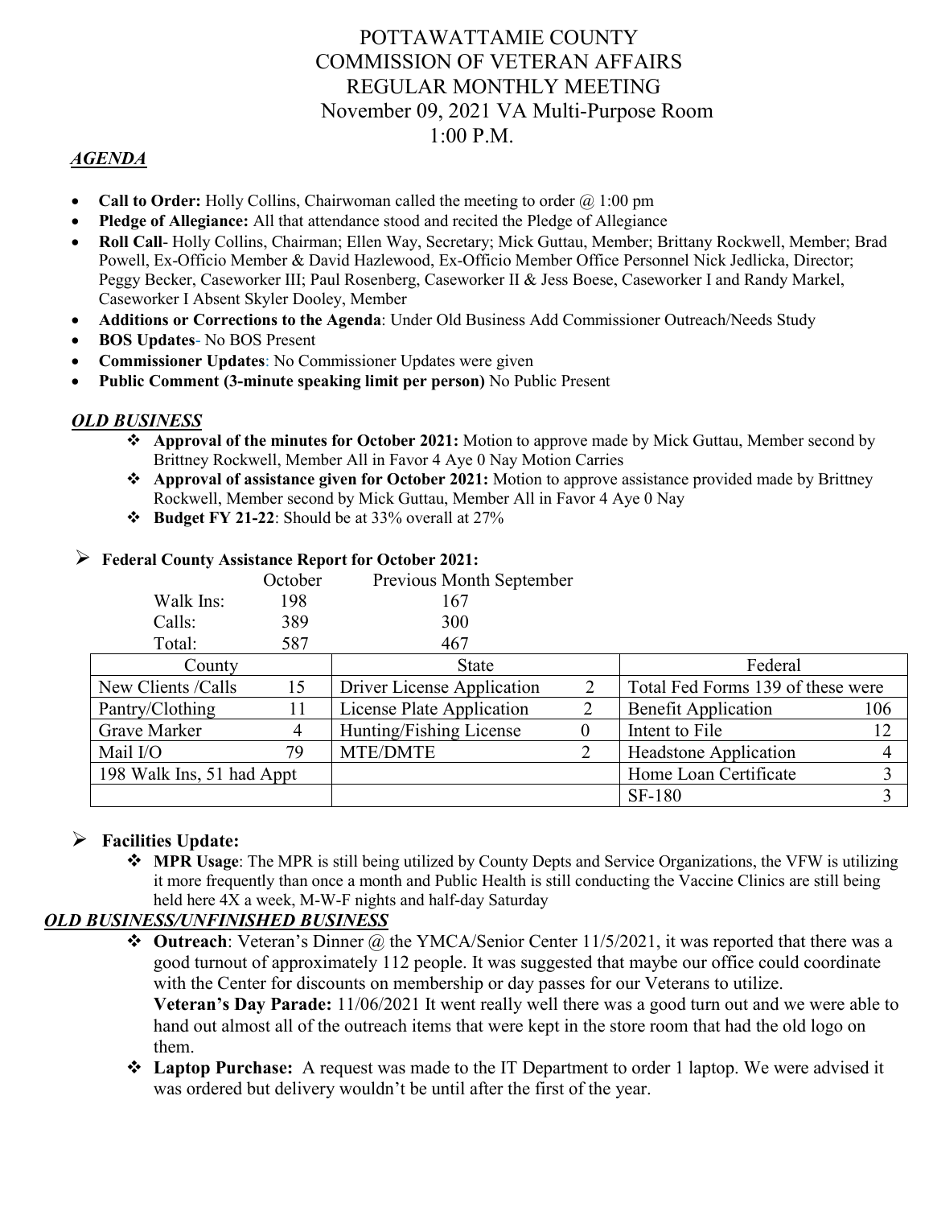# POTTAWATTAMIE COUNTY
# COMMISSION OF VETERAN AFFAIRS
# REGULAR MONTHLY MEETING
## November 09, 2021 VA Multi-Purpose Room
## 1:00 P.M.

***AGENDA***

- **Call to Order:** Holly Collins, Chairwoman called the meeting to order @ 1:00 pm
- **Pledge of Allegiance:** All that attendance stood and recited the Pledge of Allegiance
- **Roll Call**- Holly Collins, Chairman; Ellen Way, Secretary; Mick Guttau, Member; Brittany Rockwell, Member; Brad Powell, Ex-Officio Member & David Hazlewood, Ex-Officio Member Office Personnel Nick Jedlicka, Director; Peggy Becker, Caseworker III; Paul Rosenberg, Caseworker II & Jess Boese, Caseworker I and Randy Markel, Caseworker I Absent Skyler Dooley, Member
- **Additions or Corrections to the Agenda**: Under Old Business Add Commissioner Outreach/Needs Study
- **BOS Updates**- No BOS Present
- **Commissioner Updates**: No Commissioner Updates were given
- **Public Comment (3-minute speaking limit per person)** No Public Present

***OLD BUSINESS***

- **Approval of the minutes for October 2021:** Motion to approve made by Mick Guttau, Member second by Brittney Rockwell, Member All in Favor 4 Aye 0 Nay Motion Carries
- **Approval of assistance given for October 2021:** Motion to approve assistance provided made by Brittney Rockwell, Member second by Mick Guttau, Member All in Favor 4 Aye 0 Nay
- **Budget FY 21-22**: Should be at 33% overall at 27%

- **Federal County Assistance Report for October 2021:**

| | October | Previous Month September |
|---|---|---|
| Walk Ins: | 198 | 167 |
| Calls: | 389 | 300 |
| Total: | 587 | 467 |

| County | | State | | Federal | |
|---|---|---|---|---|---|
| New Clients /Calls | 15 | Driver License Application | 2 | Total Fed Forms 139 of these were | |
| Pantry/Clothing | 11 | License Plate Application | 2 | Benefit Application | 106 |
| Grave Marker | 4 | Hunting/Fishing License | 0 | Intent to File | 12 |
| Mail I/O | 79 | MTE/DMTE | 2 | Headstone Application | 4 |
| 198 Walk Ins, 51 had Appt | | | | Home Loan Certificate | 3 |
| | | | | SF-180 | 3 |

- **Facilities Update:**
  - **MPR Usage**: The MPR is still being utilized by County Depts and Service Organizations, the VFW is utilizing it more frequently than once a month and Public Health is still conducting the Vaccine Clinics are still being held here 4X a week, M-W-F nights and half-day Saturday

***OLD BUSINESS/UNFINISHED BUSINESS***

- **Outreach**: Veteran's Dinner @ the YMCA/Senior Center 11/5/2021, it was reported that there was a good turnout of approximately 112 people. It was suggested that maybe our office could coordinate with the Center for discounts on membership or day passes for our Veterans to utilize.
  **Veteran's Day Parade:** 11/06/2021 It went really well there was a good turn out and we were able to hand out almost all of the outreach items that were kept in the store room that had the old logo on them.
- **Laptop Purchase:** A request was made to the IT Department to order 1 laptop. We were advised it was ordered but delivery wouldn't be until after the first of the year.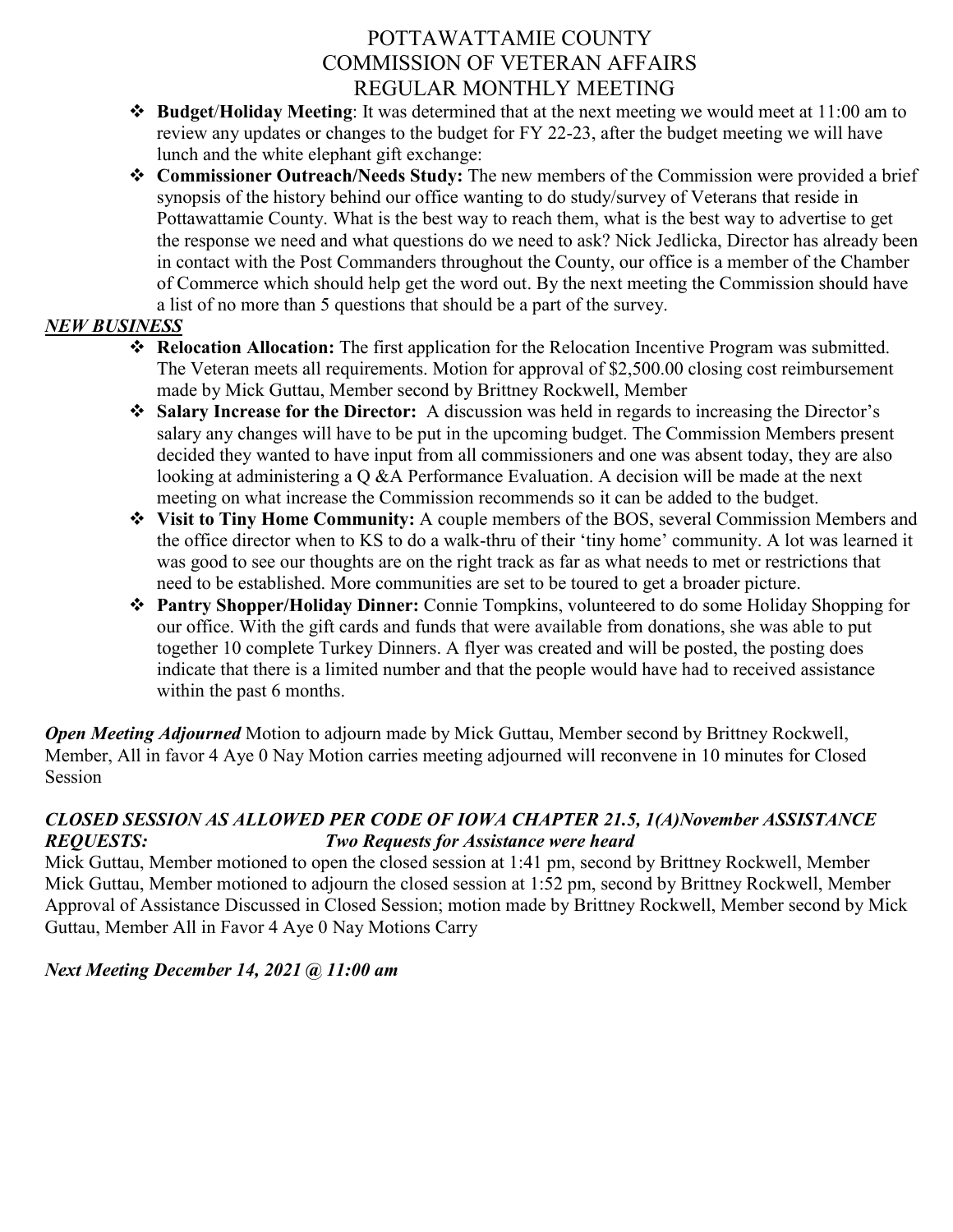# POTTAWATTAMIE COUNTY
# COMMISSION OF VETERAN AFFAIRS
# REGULAR MONTHLY MEETING

- **Budget**/**Holiday Meeting**: It was determined that at the next meeting we would meet at 11:00 am to review any updates or changes to the budget for FY 22-23, after the budget meeting we will have lunch and the white elephant gift exchange:
- **Commissioner Outreach/Needs Study:** The new members of the Commission were provided a brief synopsis of the history behind our office wanting to do study/survey of Veterans that reside in Pottawattamie County. What is the best way to reach them, what is the best way to advertise to get the response we need and what questions do we need to ask? Nick Jedlicka, Director has already been in contact with the Post Commanders throughout the County, our office is a member of the Chamber of Commerce which should help get the word out. By the next meeting the Commission should have a list of no more than 5 questions that should be a part of the survey.

***NEW BUSINESS***

- **Relocation Allocation:** The first application for the Relocation Incentive Program was submitted. The Veteran meets all requirements. Motion for approval of $2,500.00 closing cost reimbursement made by Mick Guttau, Member second by Brittney Rockwell, Member
- **Salary Increase for the Director:** A discussion was held in regards to increasing the Director's salary any changes will have to be put in the upcoming budget. The Commission Members present decided they wanted to have input from all commissioners and one was absent today, they are also looking at administering a Q &A Performance Evaluation. A decision will be made at the next meeting on what increase the Commission recommends so it can be added to the budget.
- **Visit to Tiny Home Community:** A couple members of the BOS, several Commission Members and the office director when to KS to do a walk-thru of their 'tiny home' community. A lot was learned it was good to see our thoughts are on the right track as far as what needs to met or restrictions that need to be established. More communities are set to be toured to get a broader picture.
- **Pantry Shopper/Holiday Dinner:** Connie Tompkins, volunteered to do some Holiday Shopping for our office. With the gift cards and funds that were available from donations, she was able to put together 10 complete Turkey Dinners. A flyer was created and will be posted, the posting does indicate that there is a limited number and that the people would have had to received assistance within the past 6 months.

***Open Meeting Adjourned*** Motion to adjourn made by Mick Guttau, Member second by Brittney Rockwell, Member, All in favor 4 Aye 0 Nay Motion carries meeting adjourned will reconvene in 10 minutes for Closed Session

***CLOSED SESSION AS ALLOWED PER CODE OF IOWA CHAPTER 21.5, 1(A)November ASSISTANCE REQUESTS: Two Requests for Assistance were heard***

Mick Guttau, Member motioned to open the closed session at 1:41 pm, second by Brittney Rockwell, Member
Mick Guttau, Member motioned to adjourn the closed session at 1:52 pm, second by Brittney Rockwell, Member
Approval of Assistance Discussed in Closed Session; motion made by Brittney Rockwell, Member second by Mick Guttau, Member All in Favor 4 Aye 0 Nay Motions Carry

***Next Meeting December 14, 2021 @ 11:00 am***